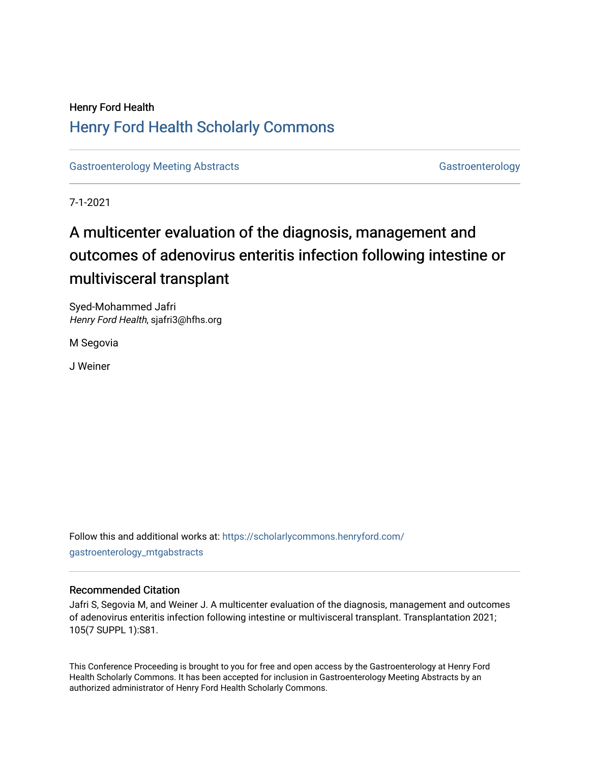Henry Ford Health

# Henry Ford Health Scholarly Commons

Gastroenterology Meeting Abstracts | Gastroenterology

7-1-2021

## A multicenter evaluation of the diagnosis, management and outcomes of adenovirus enteritis infection following intestine or multivisceral transplant

Syed-Mohammed Jafri
*Henry Ford Health*, sjafri3@hfhs.org

M Segovia

J Weiner

Follow this and additional works at: https://scholarlycommons.henryford.com/gastroenterology_mtgabstracts

### Recommended Citation

Jafri S, Segovia M, and Weiner J. A multicenter evaluation of the diagnosis, management and outcomes of adenovirus enteritis infection following intestine or multivisceral transplant. Transplantation 2021; 105(7 SUPPL 1):S81.

This Conference Proceeding is brought to you for free and open access by the Gastroenterology at Henry Ford Health Scholarly Commons. It has been accepted for inclusion in Gastroenterology Meeting Abstracts by an authorized administrator of Henry Ford Health Scholarly Commons.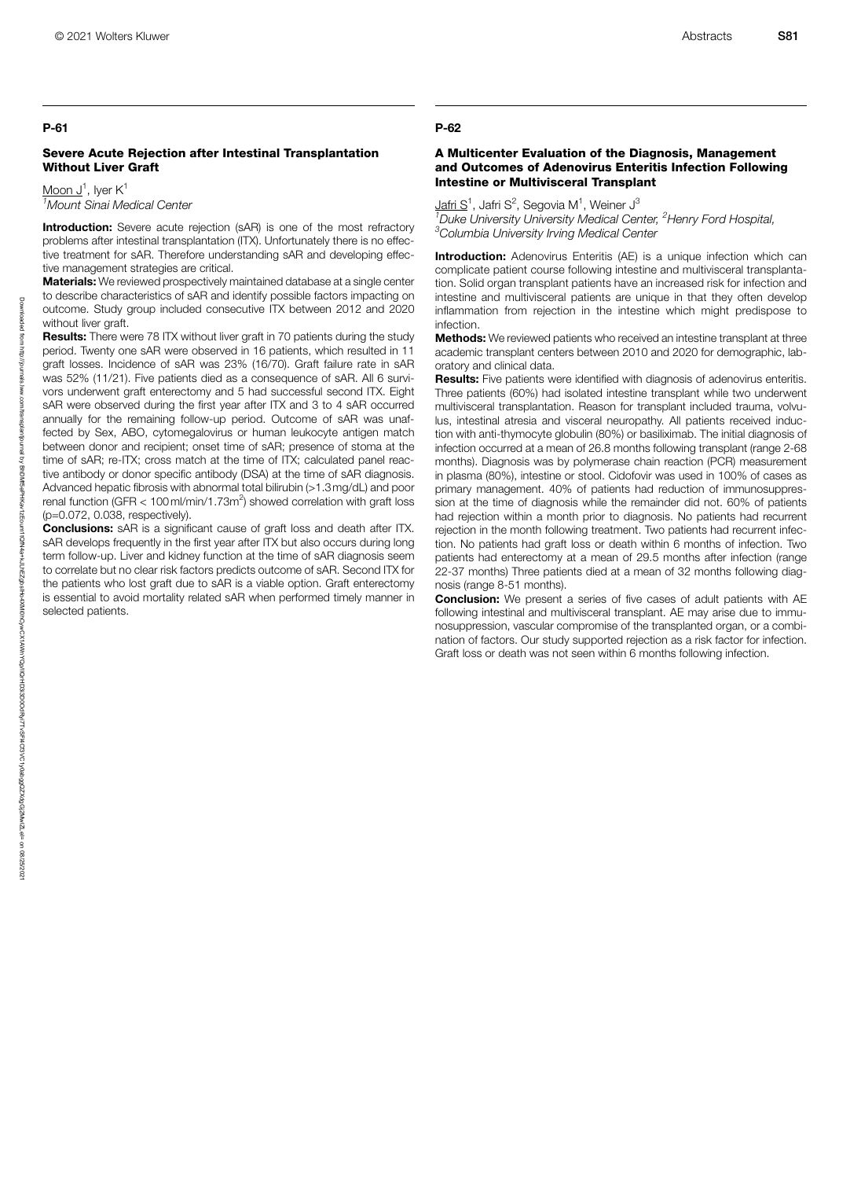## P-61

### Severe Acute Rejection after Intestinal Transplantation Without Liver Graft

Moon J[1], Iyer K[1]

*[1]Mount Sinai Medical Center*

**Introduction:** Severe acute rejection (sAR) is one of the most refractory problems after intestinal transplantation (ITX). Unfortunately there is no effective treatment for sAR. Therefore understanding sAR and developing effective management strategies are critical.

**Materials:** We reviewed prospectively maintained database at a single center to describe characteristics of sAR and identify possible factors impacting on outcome. Study group included consecutive ITX between 2012 and 2020 without liver graft.

**Results:** There were 78 ITX without liver graft in 70 patients during the study period. Twenty one sAR were observed in 16 patients, which resulted in 11 graft losses. Incidence of sAR was 23% (16/70). Graft failure rate in sAR was 52% (11/21). Five patients died as a consequence of sAR. All 6 survivors underwent graft enterectomy and 5 had successful second ITX. Eight sAR were observed during the first year after ITX and 3 to 4 sAR occurred annually for the remaining follow-up period. Outcome of sAR was unaffected by Sex, ABO, cytomegalovirus or human leukocyte antigen match between donor and recipient; onset time of sAR; presence of stoma at the time of sAR; re-ITX; cross match at the time of ITX; calculated panel reactive antibody or donor specific antibody (DSA) at the time of sAR diagnosis. Advanced hepatic fibrosis with abnormal total bilirubin (>1.3 mg/dL) and poor renal function (GFR < 100 ml/min/1.73m$^2$) showed correlation with graft loss (p=0.072, 0.038, respectively).

**Conclusions:** sAR is a significant cause of graft loss and death after ITX. sAR develops frequently in the first year after ITX but also occurs during long term follow-up. Liver and kidney function at the time of sAR diagnosis seem to correlate but no clear risk factors predicts outcome of sAR. Second ITX for the patients who lost graft due to sAR is a viable option. Graft enterectomy is essential to avoid mortality related sAR when performed timely manner in selected patients.

## P-62

### A Multicenter Evaluation of the Diagnosis, Management and Outcomes of Adenovirus Enteritis Infection Following Intestine or Multivisceral Transplant

Jafri S[1], Jafri S[2], Segovia M[1], Weiner J[3]

*[1]Duke University University Medical Center, [2]Henry Ford Hospital, [3]Columbia University Irving Medical Center*

**Introduction:** Adenovirus Enteritis (AE) is a unique infection which can complicate patient course following intestine and multivisceral transplantation. Solid organ transplant patients have an increased risk for infection and intestine and multivisceral patients are unique in that they often develop inflammation from rejection in the intestine which might predispose to infection.

**Methods:** We reviewed patients who received an intestine transplant at three academic transplant centers between 2010 and 2020 for demographic, laboratory and clinical data.

**Results:** Five patients were identified with diagnosis of adenovirus enteritis. Three patients (60%) had isolated intestine transplant while two underwent multivisceral transplantation. Reason for transplant included trauma, volvulus, intestinal atresia and visceral neuropathy. All patients received induction with anti-thymocyte globulin (80%) or basiliximab. The initial diagnosis of infection occurred at a mean of 26.8 months following transplant (range 2-68 months). Diagnosis was by polymerase chain reaction (PCR) measurement in plasma (80%), intestine or stool. Cidofovir was used in 100% of cases as primary management. 40% of patients had reduction of immunosuppression at the time of diagnosis while the remainder did not. 60% of patients had rejection within a month prior to diagnosis. No patients had recurrent rejection in the month following treatment. Two patients had recurrent infection. No patients had graft loss or death within 6 months of infection. Two patients had enterectomy at a mean of 29.5 months after infection (range 22-37 months) Three patients died at a mean of 32 months following diagnosis (range 8-51 months).

**Conclusion:** We present a series of five cases of adult patients with AE following intestinal and multivisceral transplant. AE may arise due to immunosuppression, vascular compromise of the transplanted organ, or a combination of factors. Our study supported rejection as a risk factor for infection. Graft loss or death was not seen within 6 months following infection.